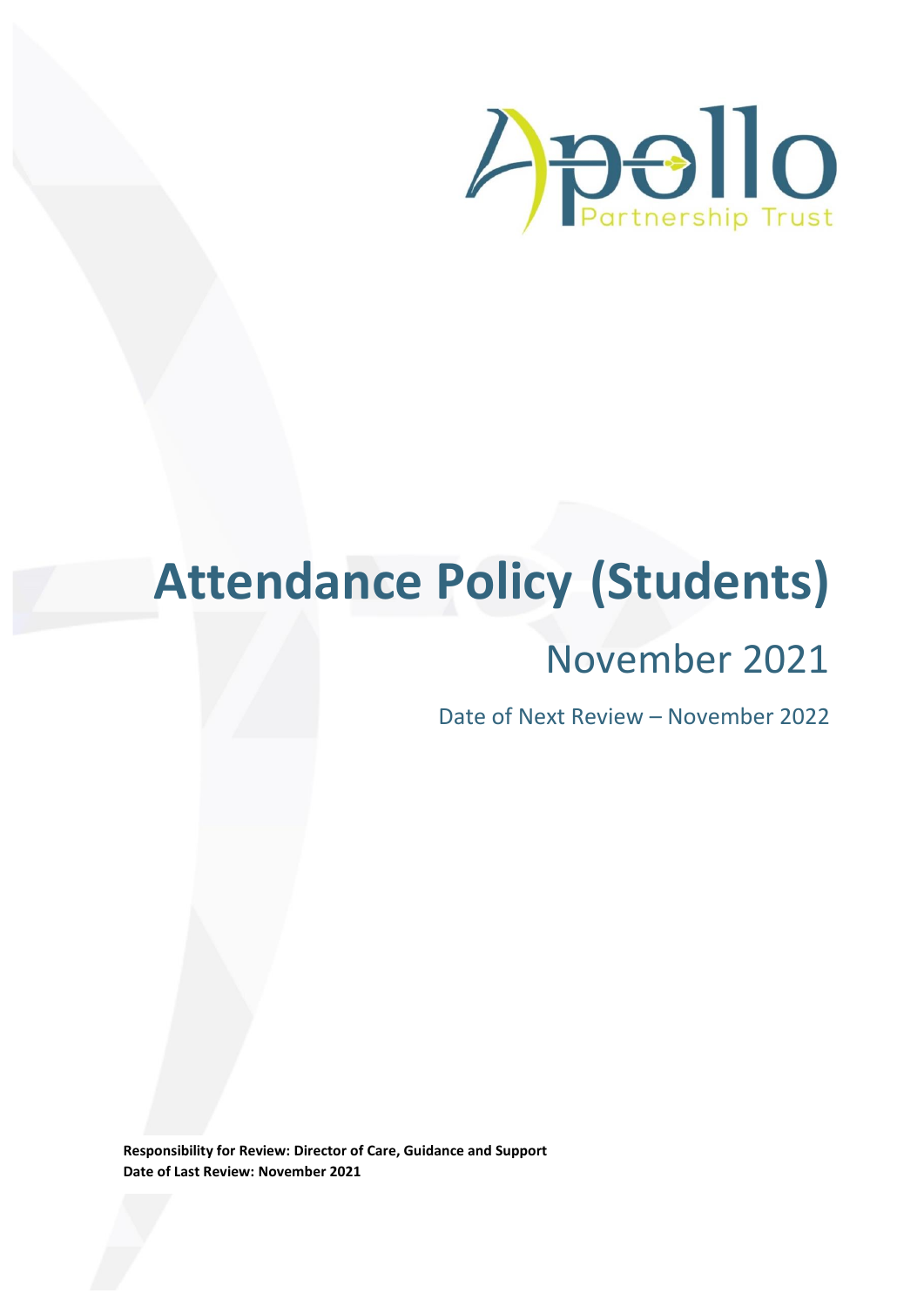Apollo Partnership Trust

# Attendance Policy (Students)

## November 2021

Date of Next Review – November 2022

**Responsibility for Review: Director of Care, Guidance and Support**
**Date of Last Review: November 2021**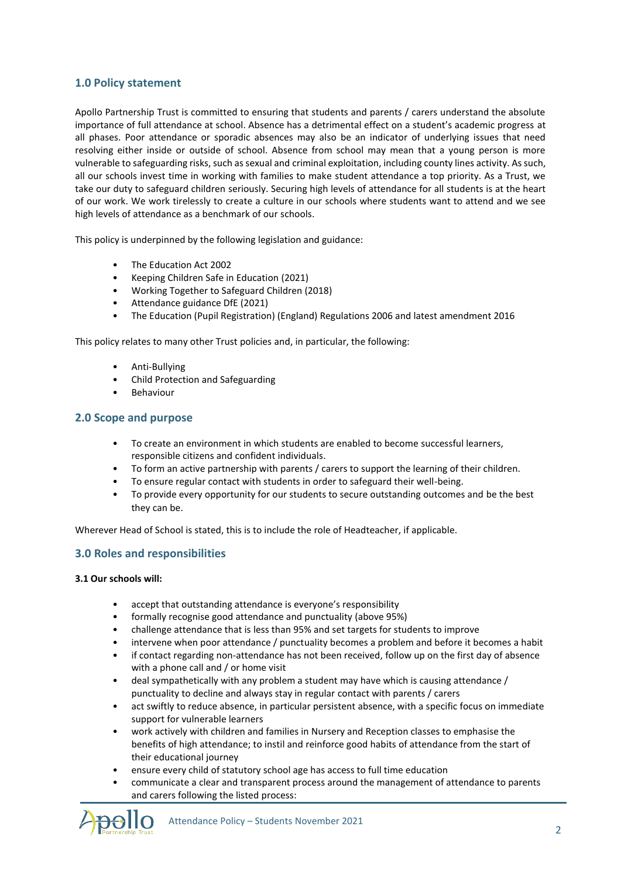## 1.0 Policy statement

Apollo Partnership Trust is committed to ensuring that students and parents / carers understand the absolute importance of full attendance at school. Absence has a detrimental effect on a student's academic progress at all phases. Poor attendance or sporadic absences may also be an indicator of underlying issues that need resolving either inside or outside of school. Absence from school may mean that a young person is more vulnerable to safeguarding risks, such as sexual and criminal exploitation, including county lines activity. As such, all our schools invest time in working with families to make student attendance a top priority. As a Trust, we take our duty to safeguard children seriously. Securing high levels of attendance for all students is at the heart of our work. We work tirelessly to create a culture in our schools where students want to attend and we see high levels of attendance as a benchmark of our schools.

This policy is underpinned by the following legislation and guidance:

- The Education Act 2002
- Keeping Children Safe in Education (2021)
- Working Together to Safeguard Children (2018)
- Attendance guidance DfE (2021)
- The Education (Pupil Registration) (England) Regulations 2006 and latest amendment 2016

This policy relates to many other Trust policies and, in particular, the following:

- Anti-Bullying
- Child Protection and Safeguarding
- Behaviour

## 2.0 Scope and purpose

- To create an environment in which students are enabled to become successful learners, responsible citizens and confident individuals.
- To form an active partnership with parents / carers to support the learning of their children.
- To ensure regular contact with students in order to safeguard their well-being.
- To provide every opportunity for our students to secure outstanding outcomes and be the best they can be.

Wherever Head of School is stated, this is to include the role of Headteacher, if applicable.

## 3.0 Roles and responsibilities

**3.1 Our schools will:**

- accept that outstanding attendance is everyone's responsibility
- formally recognise good attendance and punctuality (above 95%)
- challenge attendance that is less than 95% and set targets for students to improve
- intervene when poor attendance / punctuality becomes a problem and before it becomes a habit
- if contact regarding non-attendance has not been received, follow up on the first day of absence with a phone call and / or home visit
- deal sympathetically with any problem a student may have which is causing attendance / punctuality to decline and always stay in regular contact with parents / carers
- act swiftly to reduce absence, in particular persistent absence, with a specific focus on immediate support for vulnerable learners
- work actively with children and families in Nursery and Reception classes to emphasise the benefits of high attendance; to instil and reinforce good habits of attendance from the start of their educational journey
- ensure every child of statutory school age has access to full time education
- communicate a clear and transparent process around the management of attendance to parents and carers following the listed process: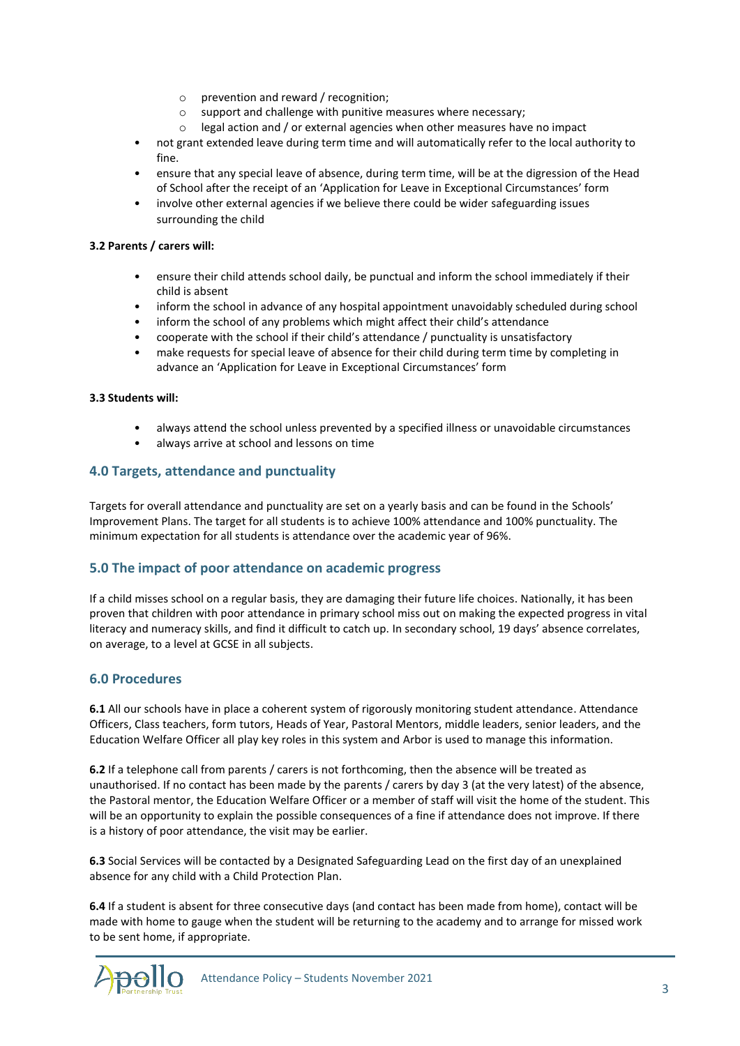- prevention and reward / recognition;
  - support and challenge with punitive measures where necessary;
  - legal action and / or external agencies when other measures have no impact
- not grant extended leave during term time and will automatically refer to the local authority to fine.
- ensure that any special leave of absence, during term time, will be at the digression of the Head of School after the receipt of an 'Application for Leave in Exceptional Circumstances' form
- involve other external agencies if we believe there could be wider safeguarding issues surrounding the child

**3.2 Parents / carers will:**

- ensure their child attends school daily, be punctual and inform the school immediately if their child is absent
- inform the school in advance of any hospital appointment unavoidably scheduled during school
- inform the school of any problems which might affect their child's attendance
- cooperate with the school if their child's attendance / punctuality is unsatisfactory
- make requests for special leave of absence for their child during term time by completing in advance an 'Application for Leave in Exceptional Circumstances' form

**3.3 Students will:**

- always attend the school unless prevented by a specified illness or unavoidable circumstances
- always arrive at school and lessons on time

## 4.0 Targets, attendance and punctuality

Targets for overall attendance and punctuality are set on a yearly basis and can be found in the Schools' Improvement Plans. The target for all students is to achieve 100% attendance and 100% punctuality. The minimum expectation for all students is attendance over the academic year of 96%.

## 5.0 The impact of poor attendance on academic progress

If a child misses school on a regular basis, they are damaging their future life choices. Nationally, it has been proven that children with poor attendance in primary school miss out on making the expected progress in vital literacy and numeracy skills, and find it difficult to catch up. In secondary school, 19 days' absence correlates, on average, to a level at GCSE in all subjects.

## 6.0 Procedures

**6.1** All our schools have in place a coherent system of rigorously monitoring student attendance. Attendance Officers, Class teachers, form tutors, Heads of Year, Pastoral Mentors, middle leaders, senior leaders, and the Education Welfare Officer all play key roles in this system and Arbor is used to manage this information.

**6.2** If a telephone call from parents / carers is not forthcoming, then the absence will be treated as unauthorised. If no contact has been made by the parents / carers by day 3 (at the very latest) of the absence, the Pastoral mentor, the Education Welfare Officer or a member of staff will visit the home of the student. This will be an opportunity to explain the possible consequences of a fine if attendance does not improve. If there is a history of poor attendance, the visit may be earlier.

**6.3** Social Services will be contacted by a Designated Safeguarding Lead on the first day of an unexplained absence for any child with a Child Protection Plan.

**6.4** If a student is absent for three consecutive days (and contact has been made from home), contact will be made with home to gauge when the student will be returning to the academy and to arrange for missed work to be sent home, if appropriate.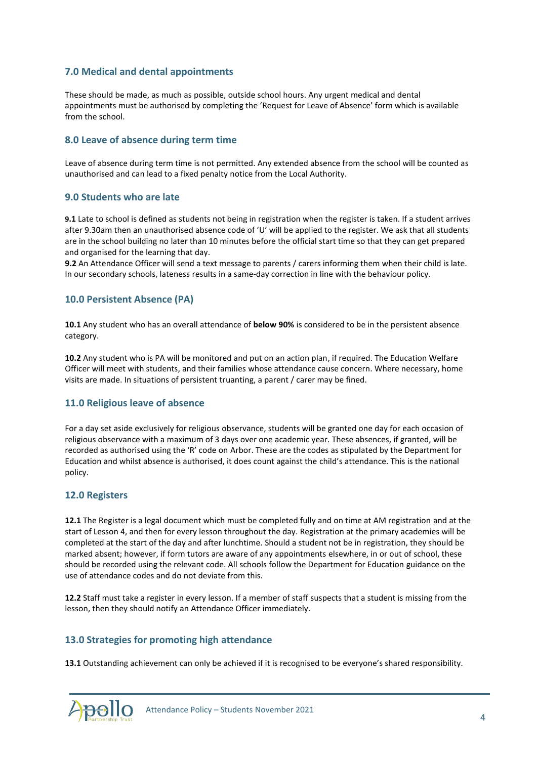## 7.0 Medical and dental appointments

These should be made, as much as possible, outside school hours. Any urgent medical and dental appointments must be authorised by completing the 'Request for Leave of Absence' form which is available from the school.

## 8.0 Leave of absence during term time

Leave of absence during term time is not permitted. Any extended absence from the school will be counted as unauthorised and can lead to a fixed penalty notice from the Local Authority.

## 9.0 Students who are late

**9.1** Late to school is defined as students not being in registration when the register is taken. If a student arrives after 9.30am then an unauthorised absence code of 'U' will be applied to the register. We ask that all students are in the school building no later than 10 minutes before the official start time so that they can get prepared and organised for the learning that day.

**9.2** An Attendance Officer will send a text message to parents / carers informing them when their child is late. In our secondary schools, lateness results in a same-day correction in line with the behaviour policy.

## 10.0 Persistent Absence (PA)

**10.1** Any student who has an overall attendance of **below 90%** is considered to be in the persistent absence category.

**10.2** Any student who is PA will be monitored and put on an action plan, if required. The Education Welfare Officer will meet with students, and their families whose attendance cause concern. Where necessary, home visits are made. In situations of persistent truanting, a parent / carer may be fined.

## 11.0 Religious leave of absence

For a day set aside exclusively for religious observance, students will be granted one day for each occasion of religious observance with a maximum of 3 days over one academic year. These absences, if granted, will be recorded as authorised using the 'R' code on Arbor. These are the codes as stipulated by the Department for Education and whilst absence is authorised, it does count against the child's attendance. This is the national policy.

## 12.0 Registers

**12.1** The Register is a legal document which must be completed fully and on time at AM registration and at the start of Lesson 4, and then for every lesson throughout the day. Registration at the primary academies will be completed at the start of the day and after lunchtime. Should a student not be in registration, they should be marked absent; however, if form tutors are aware of any appointments elsewhere, in or out of school, these should be recorded using the relevant code. All schools follow the Department for Education guidance on the use of attendance codes and do not deviate from this.

**12.2** Staff must take a register in every lesson. If a member of staff suspects that a student is missing from the lesson, then they should notify an Attendance Officer immediately.

## 13.0 Strategies for promoting high attendance

**13.1** Outstanding achievement can only be achieved if it is recognised to be everyone's shared responsibility.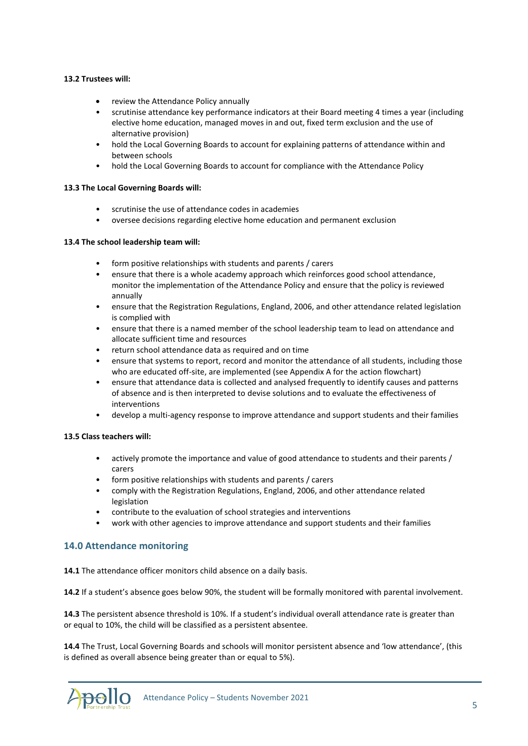**13.2 Trustees will:**

- review the Attendance Policy annually
- scrutinise attendance key performance indicators at their Board meeting 4 times a year (including elective home education, managed moves in and out, fixed term exclusion and the use of alternative provision)
- hold the Local Governing Boards to account for explaining patterns of attendance within and between schools
- hold the Local Governing Boards to account for compliance with the Attendance Policy

**13.3 The Local Governing Boards will:**

- scrutinise the use of attendance codes in academies
- oversee decisions regarding elective home education and permanent exclusion

**13.4 The school leadership team will:**

- form positive relationships with students and parents / carers
- ensure that there is a whole academy approach which reinforces good school attendance, monitor the implementation of the Attendance Policy and ensure that the policy is reviewed annually
- ensure that the Registration Regulations, England, 2006, and other attendance related legislation is complied with
- ensure that there is a named member of the school leadership team to lead on attendance and allocate sufficient time and resources
- return school attendance data as required and on time
- ensure that systems to report, record and monitor the attendance of all students, including those who are educated off-site, are implemented (see Appendix A for the action flowchart)
- ensure that attendance data is collected and analysed frequently to identify causes and patterns of absence and is then interpreted to devise solutions and to evaluate the effectiveness of interventions
- develop a multi-agency response to improve attendance and support students and their families

**13.5 Class teachers will:**

- actively promote the importance and value of good attendance to students and their parents / carers
- form positive relationships with students and parents / carers
- comply with the Registration Regulations, England, 2006, and other attendance related legislation
- contribute to the evaluation of school strategies and interventions
- work with other agencies to improve attendance and support students and their families

## 14.0 Attendance monitoring

**14.1** The attendance officer monitors child absence on a daily basis.

**14.2** If a student's absence goes below 90%, the student will be formally monitored with parental involvement.

**14.3** The persistent absence threshold is 10%. If a student's individual overall attendance rate is greater than or equal to 10%, the child will be classified as a persistent absentee.

**14.4** The Trust, Local Governing Boards and schools will monitor persistent absence and 'low attendance', (this is defined as overall absence being greater than or equal to 5%).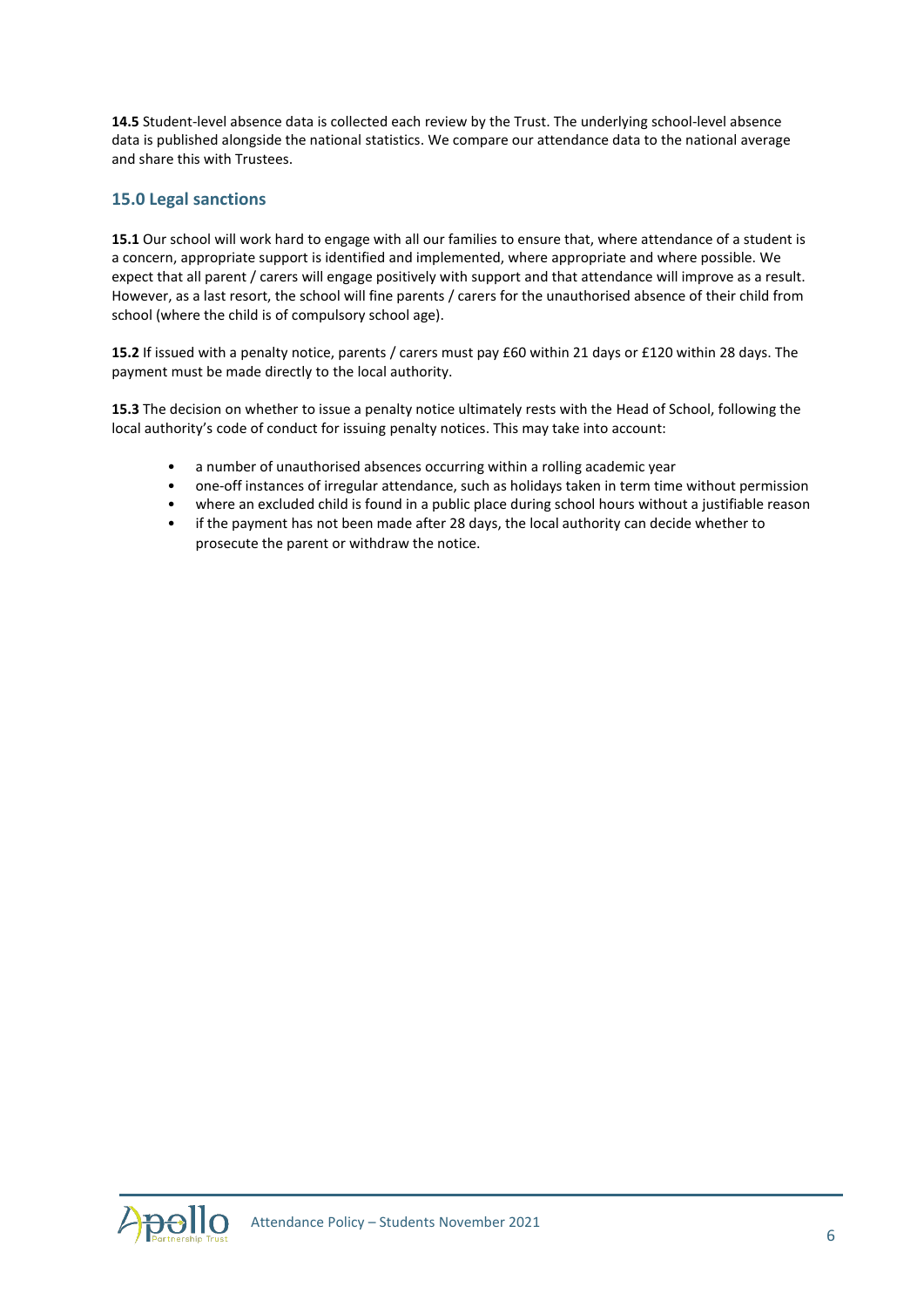**14.5** Student-level absence data is collected each review by the Trust. The underlying school-level absence data is published alongside the national statistics. We compare our attendance data to the national average and share this with Trustees.

## 15.0 Legal sanctions

**15.1** Our school will work hard to engage with all our families to ensure that, where attendance of a student is a concern, appropriate support is identified and implemented, where appropriate and where possible. We expect that all parent / carers will engage positively with support and that attendance will improve as a result. However, as a last resort, the school will fine parents / carers for the unauthorised absence of their child from school (where the child is of compulsory school age).

**15.2** If issued with a penalty notice, parents / carers must pay £60 within 21 days or £120 within 28 days. The payment must be made directly to the local authority.

**15.3** The decision on whether to issue a penalty notice ultimately rests with the Head of School, following the local authority's code of conduct for issuing penalty notices. This may take into account:

- a number of unauthorised absences occurring within a rolling academic year
- one-off instances of irregular attendance, such as holidays taken in term time without permission
- where an excluded child is found in a public place during school hours without a justifiable reason
- if the payment has not been made after 28 days, the local authority can decide whether to prosecute the parent or withdraw the notice.